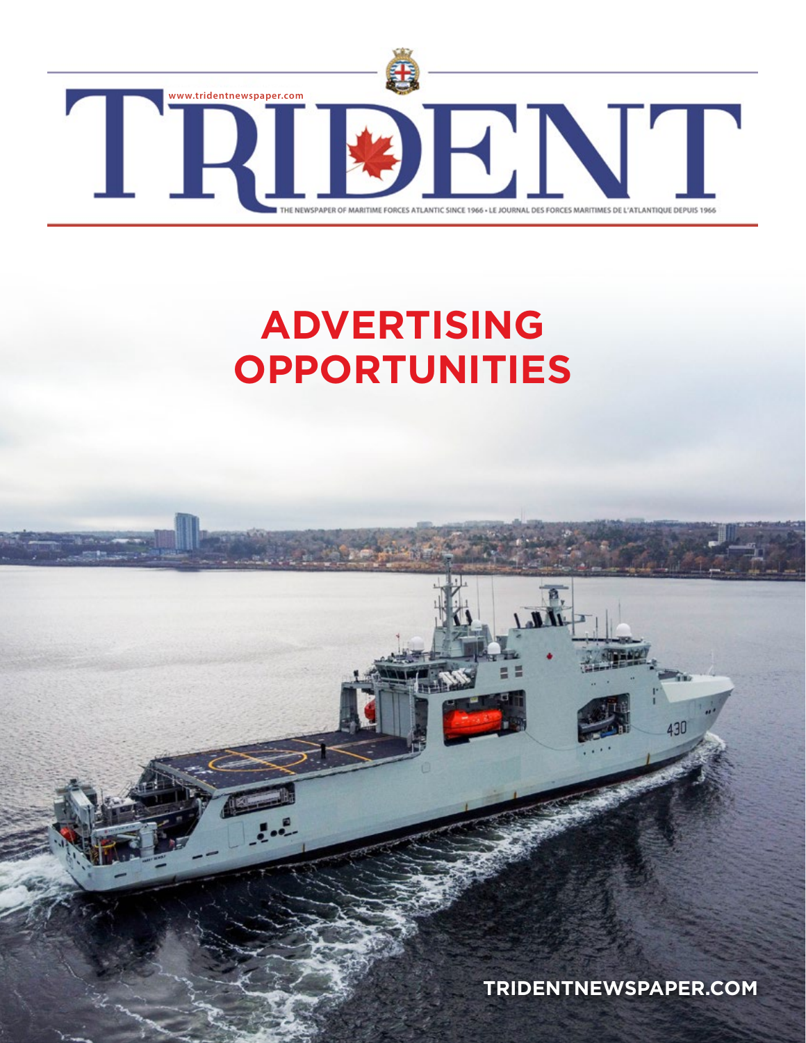www.tridentnewspaper.com

# TRIDENT

THE NEWSPAPER OF MARITIME FORCES ATLANTIC SINCE 1966 • LE JOURNAL DES FORCES MARITIMES DE L'ATLANTIQUE DEPUIS 1966

# ADVERTISING OPPORTUNITIES

TRIDENTNEWSPAPER.COM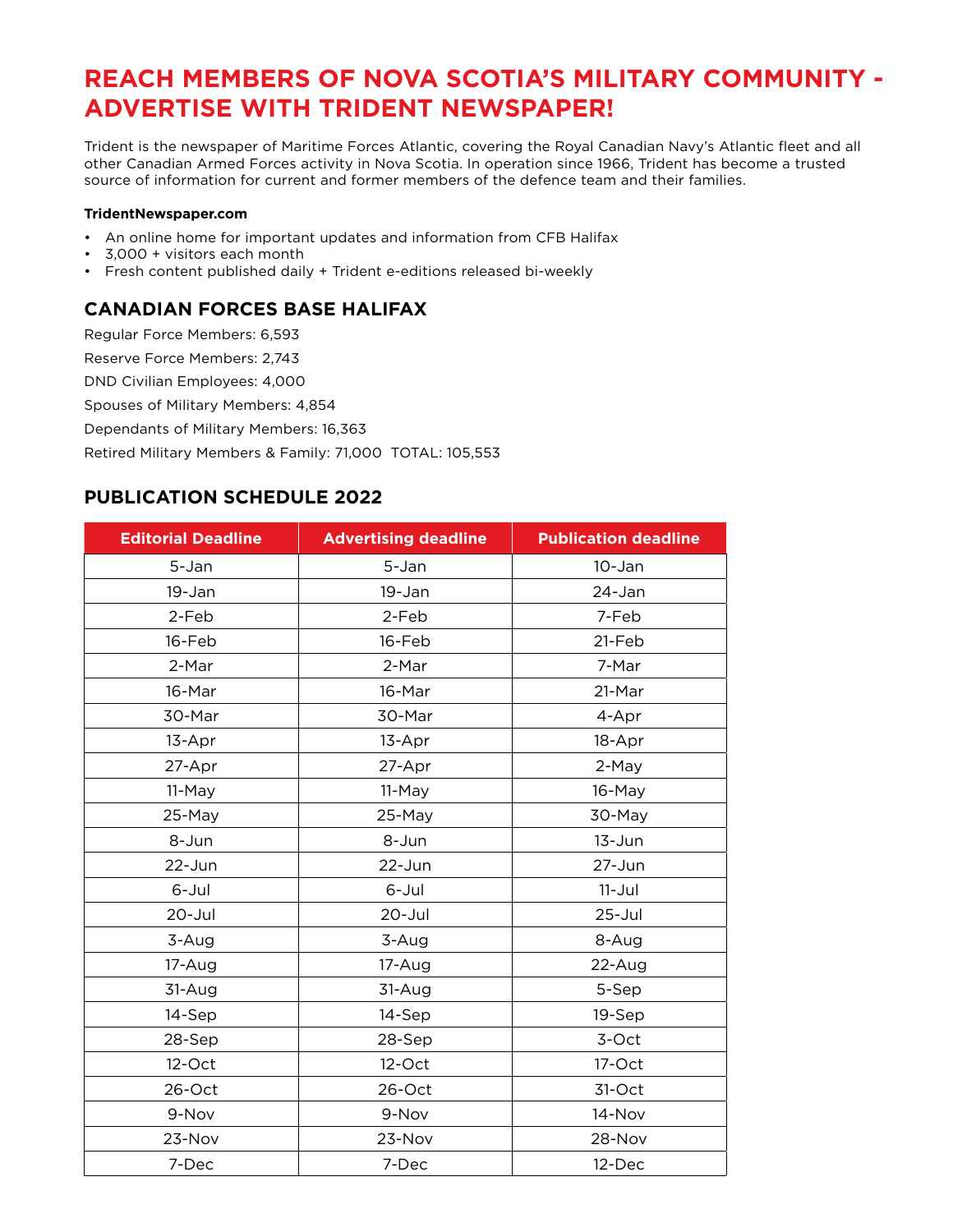# REACH MEMBERS OF NOVA SCOTIA'S MILITARY COMMUNITY - ADVERTISE WITH TRIDENT NEWSPAPER!

Trident is the newspaper of Maritime Forces Atlantic, covering the Royal Canadian Navy's Atlantic fleet and all other Canadian Armed Forces activity in Nova Scotia. In operation since 1966, Trident has become a trusted source of information for current and former members of the defence team and their families.

**TridentNewspaper.com**

- An online home for important updates and information from CFB Halifax
- 3,000 + visitors each month
- Fresh content published daily + Trident e-editions released bi-weekly

## CANADIAN FORCES BASE HALIFAX

Regular Force Members: 6,593

Reserve Force Members: 2,743

DND Civilian Employees: 4,000

Spouses of Military Members: 4,854

Dependants of Military Members: 16,363

Retired Military Members & Family: 71,000 TOTAL: 105,553

## PUBLICATION SCHEDULE 2022

| Editorial Deadline | Advertising deadline | Publication deadline |
|---|---|---|
| 5-Jan | 5-Jan | 10-Jan |
| 19-Jan | 19-Jan | 24-Jan |
| 2-Feb | 2-Feb | 7-Feb |
| 16-Feb | 16-Feb | 21-Feb |
| 2-Mar | 2-Mar | 7-Mar |
| 16-Mar | 16-Mar | 21-Mar |
| 30-Mar | 30-Mar | 4-Apr |
| 13-Apr | 13-Apr | 18-Apr |
| 27-Apr | 27-Apr | 2-May |
| 11-May | 11-May | 16-May |
| 25-May | 25-May | 30-May |
| 8-Jun | 8-Jun | 13-Jun |
| 22-Jun | 22-Jun | 27-Jun |
| 6-Jul | 6-Jul | 11-Jul |
| 20-Jul | 20-Jul | 25-Jul |
| 3-Aug | 3-Aug | 8-Aug |
| 17-Aug | 17-Aug | 22-Aug |
| 31-Aug | 31-Aug | 5-Sep |
| 14-Sep | 14-Sep | 19-Sep |
| 28-Sep | 28-Sep | 3-Oct |
| 12-Oct | 12-Oct | 17-Oct |
| 26-Oct | 26-Oct | 31-Oct |
| 9-Nov | 9-Nov | 14-Nov |
| 23-Nov | 23-Nov | 28-Nov |
| 7-Dec | 7-Dec | 12-Dec |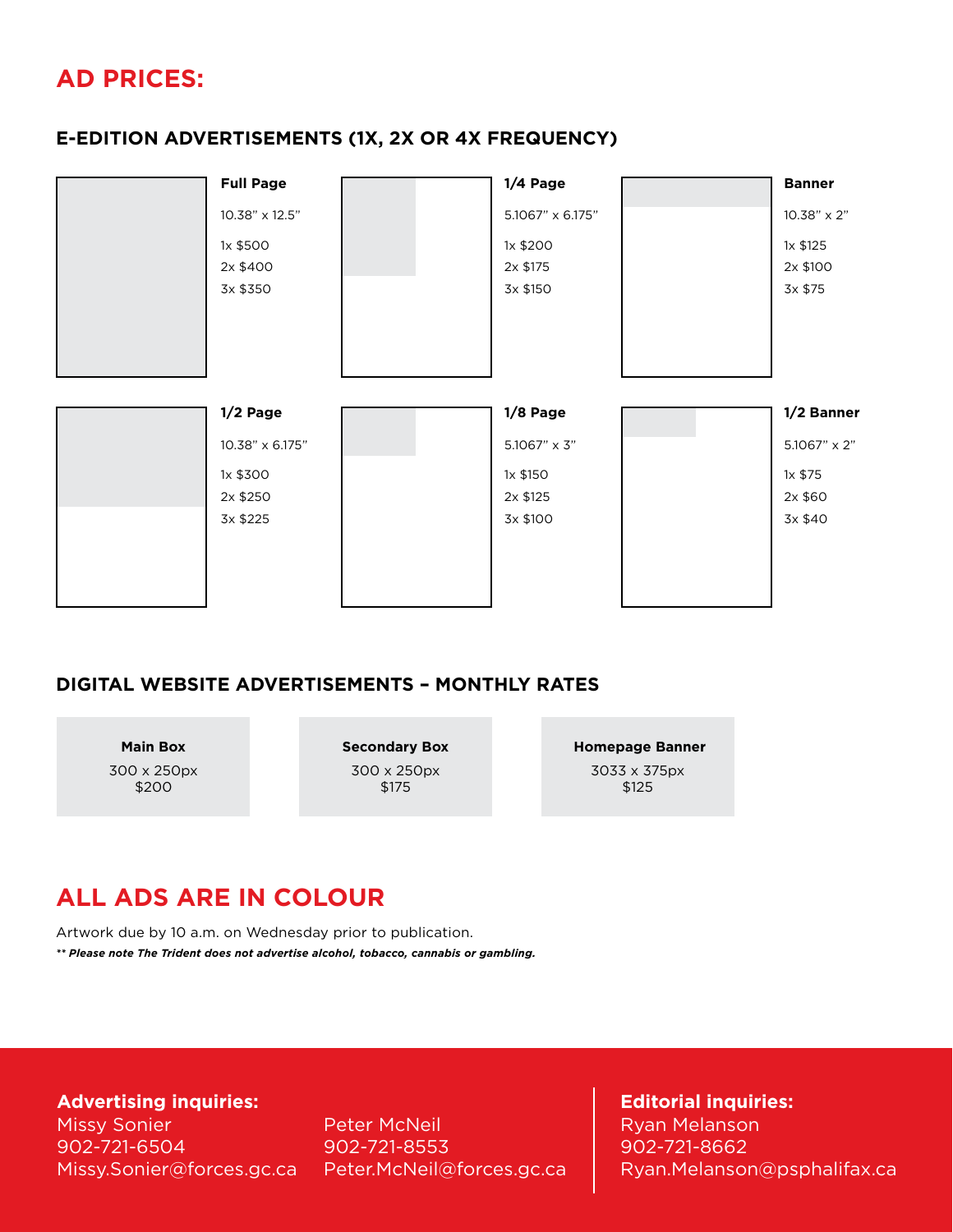# AD PRICES:

## E-EDITION ADVERTISEMENTS (1X, 2X OR 4X FREQUENCY)

**Full Page**
10.38" x 12.5"
1x $500
2x $400
3x $350

**1/4 Page**
5.1067" x 6.175"
1x $200
2x $175
3x $150

**Banner**
10.38" x 2"
1x $125
2x $100
3x $75

**1/2 Page**
10.38" x 6.175"
1x $300
2x $250
3x $225

**1/8 Page**
5.1067" x 3"
1x $150
2x $125
3x $100

**1/2 Banner**
5.1067" x 2"
1x $75
2x $60
3x $40

## DIGITAL WEBSITE ADVERTISEMENTS – MONTHLY RATES

**Main Box**
300 x 250px
$200

**Secondary Box**
300 x 250px
$175

**Homepage Banner**
3033 x 375px
$125

# ALL ADS ARE IN COLOUR

Artwork due by 10 a.m. on Wednesday prior to publication.

***\*\* Please note The Trident does not advertise alcohol, tobacco, cannabis or gambling.***

**Advertising inquiries:**
Missy Sonier
902-721-6504
Missy.Sonier@forces.gc.ca

Peter McNeil
902-721-8553
Peter.McNeil@forces.gc.ca

**Editorial inquiries:**
Ryan Melanson
902-721-8662
Ryan.Melanson@psphalifax.ca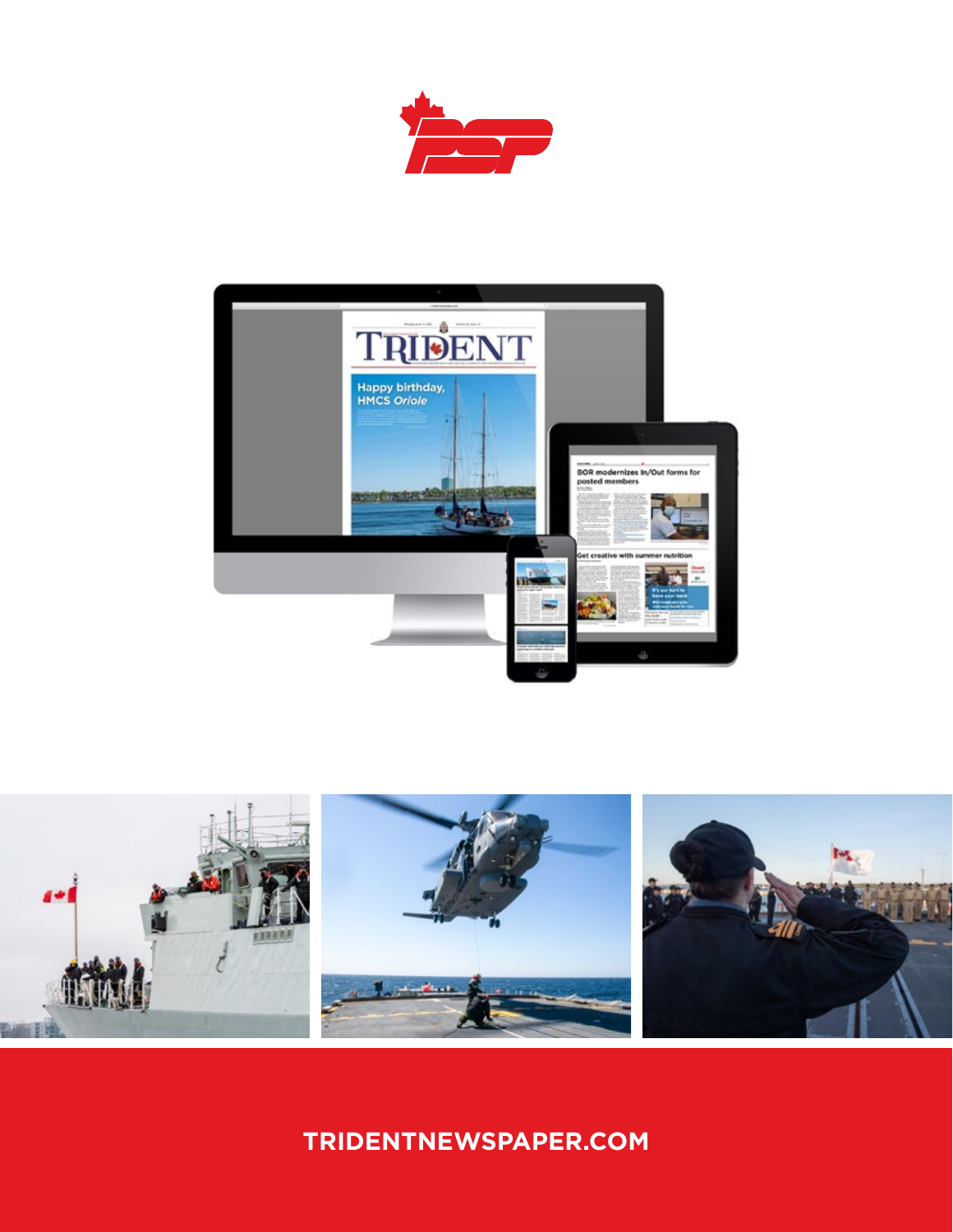TRIDENTNEWSPAPER.COM